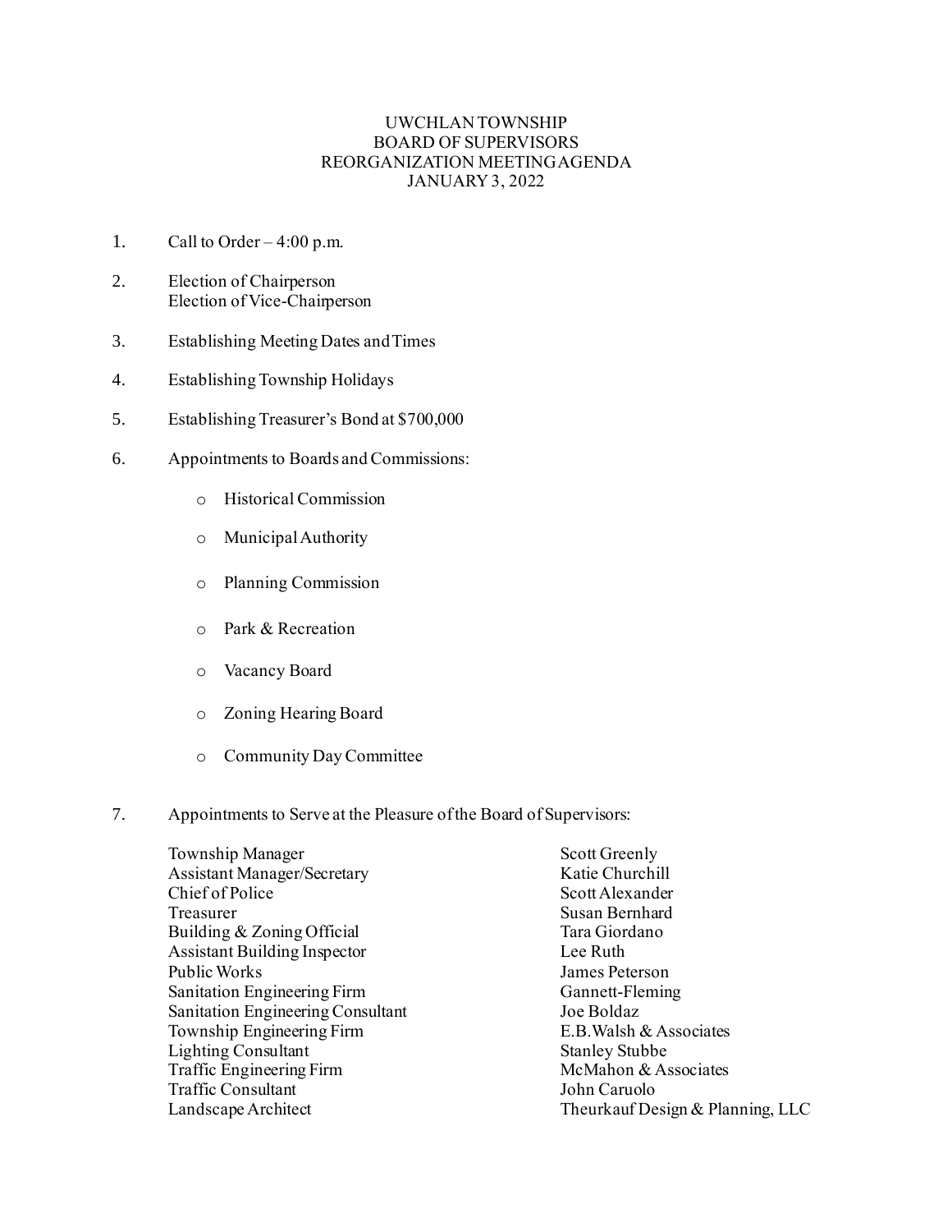# UWCHLAN TOWNSHIP
## BOARD OF SUPERVISORS
## REORGANIZATION MEETING AGENDA
## JANUARY 3, 2022

1. Call to Order – 4:00 p.m.

2. Election of Chairperson
   Election of Vice-Chairperson

3. Establishing Meeting Dates and Times

4. Establishing Township Holidays

5. Establishing Treasurer's Bond at $700,000

6. Appointments to Boards and Commissions:

   - Historical Commission
   - Municipal Authority
   - Planning Commission
   - Park & Recreation
   - Vacancy Board
   - Zoning Hearing Board
   - Community Day Committee

7. Appointments to Serve at the Pleasure of the Board of Supervisors:

| | |
|---|---|
| Township Manager | Scott Greenly |
| Assistant Manager/Secretary | Katie Churchill |
| Chief of Police | Scott Alexander |
| Treasurer | Susan Bernhard |
| Building & Zoning Official | Tara Giordano |
| Assistant Building Inspector | Lee Ruth |
| Public Works | James Peterson |
| Sanitation Engineering Firm | Gannett-Fleming |
| Sanitation Engineering Consultant | Joe Boldaz |
| Township Engineering Firm | E.B.Walsh & Associates |
| Lighting Consultant | Stanley Stubbe |
| Traffic Engineering Firm | McMahon & Associates |
| Traffic Consultant | John Caruolo |
| Landscape Architect | Theurkauf Design & Planning, LLC |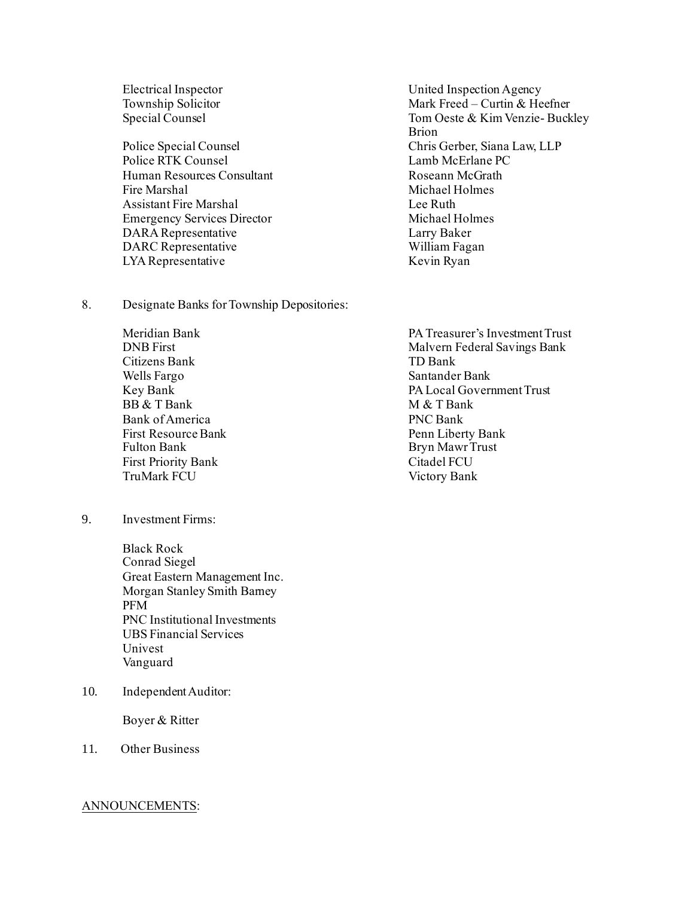| | |
|---|---|
| Electrical Inspector | United Inspection Agency |
| Township Solicitor | Mark Freed – Curtin & Heefner |
| Special Counsel | Tom Oeste & Kim Venzie- Buckley Brion |
| Police Special Counsel | Chris Gerber, Siana Law, LLP |
| Police RTK Counsel | Lamb McErlane PC |
| Human Resources Consultant | Roseann McGrath |
| Fire Marshal | Michael Holmes |
| Assistant Fire Marshal | Lee Ruth |
| Emergency Services Director | Michael Holmes |
| DARA Representative | Larry Baker |
| DARC Representative | William Fagan |
| LYA Representative | Kevin Ryan |

8. Designate Banks for Township Depositories:

| | |
|---|---|
| Meridian Bank | PA Treasurer's Investment Trust |
| DNB First | Malvern Federal Savings Bank |
| Citizens Bank | TD Bank |
| Wells Fargo | Santander Bank |
| Key Bank | PA Local Government Trust |
| BB & T Bank | M & T Bank |
| Bank of America | PNC Bank |
| First Resource Bank | Penn Liberty Bank |
| Fulton Bank | Bryn Mawr Trust |
| First Priority Bank | Citadel FCU |
| TruMark FCU | Victory Bank |

9. Investment Firms:

   Black Rock
   Conrad Siegel
   Great Eastern Management Inc.
   Morgan Stanley Smith Barney
   PFM
   PNC Institutional Investments
   UBS Financial Services
   Univest
   Vanguard

10. Independent Auditor:

    Boyer & Ritter

11. Other Business

ANNOUNCEMENTS: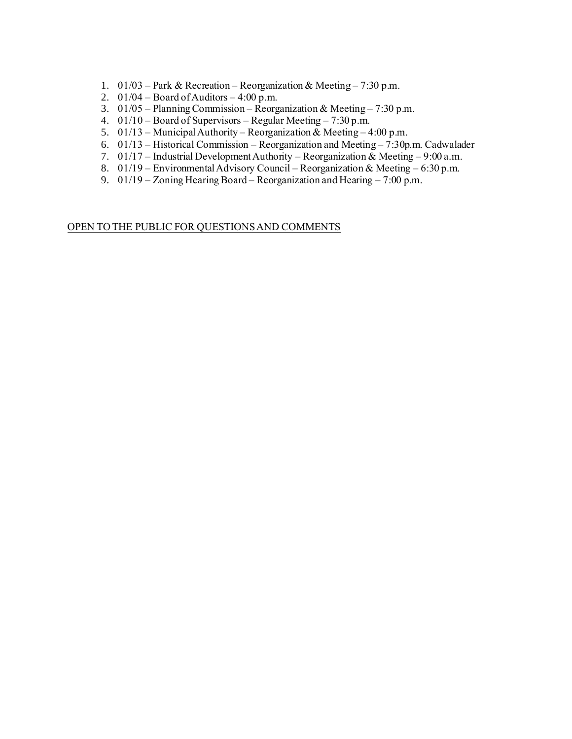1. 01/03 – Park & Recreation – Reorganization & Meeting – 7:30 p.m.
2. 01/04 – Board of Auditors – 4:00 p.m.
3. 01/05 – Planning Commission – Reorganization & Meeting – 7:30 p.m.
4. 01/10 – Board of Supervisors – Regular Meeting – 7:30 p.m.
5. 01/13 – Municipal Authority – Reorganization & Meeting – 4:00 p.m.
6. 01/13 – Historical Commission – Reorganization and Meeting – 7:30p.m. Cadwalader
7. 01/17 – Industrial Development Authority – Reorganization & Meeting – 9:00 a.m.
8. 01/19 – Environmental Advisory Council – Reorganization & Meeting – 6:30 p.m.
9. 01/19 – Zoning Hearing Board – Reorganization and Hearing – 7:00 p.m.

<u>OPEN TO THE PUBLIC FOR QUESTIONS AND COMMENTS</u>